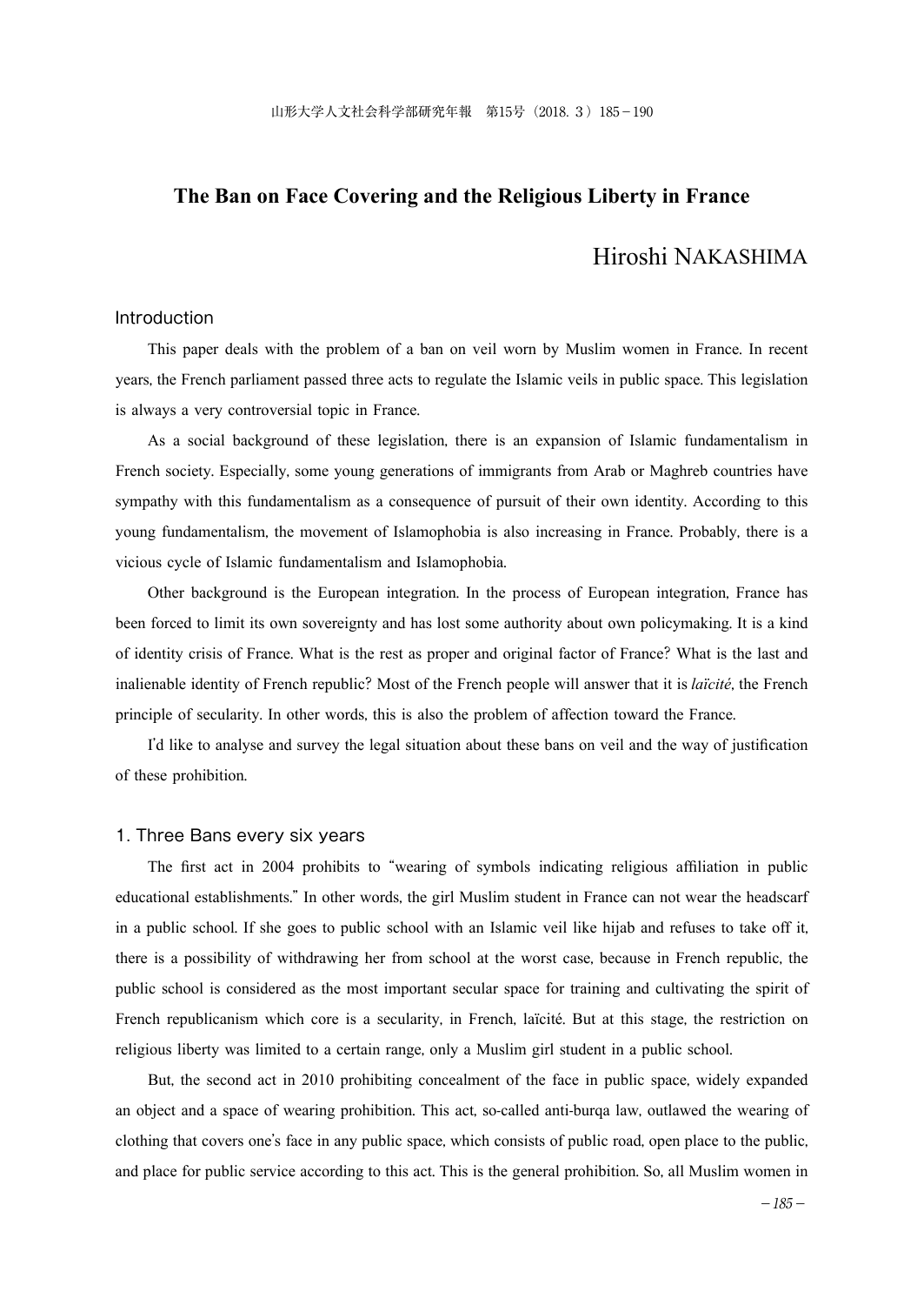# The Ban on Face Covering and the Religious Liberty in France

Hiroshi NAKASHIMA

## Introduction

This paper deals with the problem of a ban on veil worn by Muslim women in France. In recent years, the French parliament passed three acts to regulate the Islamic veils in public space. This legislation is always a very controversial topic in France.

As a social background of these legislation, there is an expansion of Islamic fundamentalism in French society. Especially, some young generations of immigrants from Arab or Maghreb countries have sympathy with this fundamentalism as a consequence of pursuit of their own identity. According to this young fundamentalism, the movement of Islamophobia is also increasing in France. Probably, there is a vicious cycle of Islamic fundamentalism and Islamophobia.

Other background is the European integration. In the process of European integration, France has been forced to limit its own sovereignty and has lost some authority about own policymaking. It is a kind of identity crisis of France. What is the rest as proper and original factor of France? What is the last and inalienable identity of French republic? Most of the French people will answer that it is *laïcité*, the French principle of secularity. In other words, this is also the problem of affection toward the France.

I'd like to analyse and survey the legal situation about these bans on veil and the way of justification of these prohibition.

## 1. Three Bans every six years

The first act in 2004 prohibits to "wearing of symbols indicating religious affiliation in public educational establishments." In other words, the girl Muslim student in France can not wear the headscarf in a public school. If she goes to public school with an Islamic veil like hijab and refuses to take off it, there is a possibility of withdrawing her from school at the worst case, because in French republic, the public school is considered as the most important secular space for training and cultivating the spirit of French republicanism which core is a secularity, in French, laïcité. But at this stage, the restriction on religious liberty was limited to a certain range, only a Muslim girl student in a public school.

But, the second act in 2010 prohibiting concealment of the face in public space, widely expanded an object and a space of wearing prohibition. This act, so-called anti-burqa law, outlawed the wearing of clothing that covers one's face in any public space, which consists of public road, open place to the public, and place for public service according to this act. This is the general prohibition. So, all Muslim women in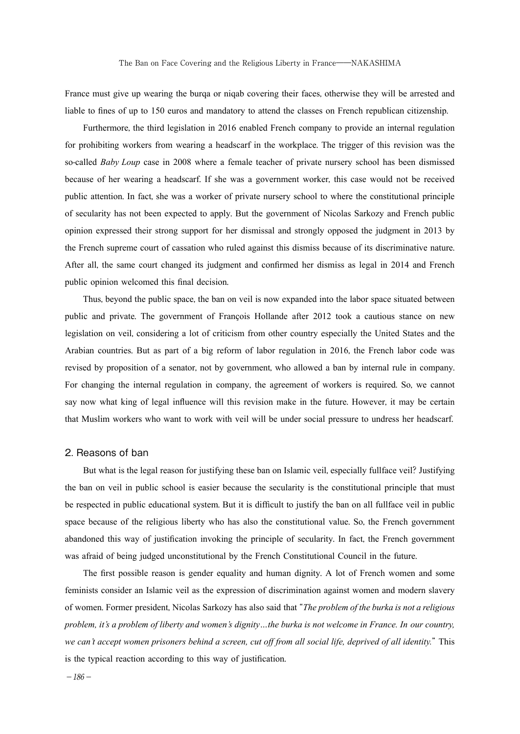France must give up wearing the burqa or niqab covering their faces, otherwise they will be arrested and liable to fines of up to 150 euros and mandatory to attend the classes on French republican citizenship.

Furthermore, the third legislation in 2016 enabled French company to provide an internal regulation for prohibiting workers from wearing a headscarf in the workplace. The trigger of this revision was the so-called *Baby Loup* case in 2008 where a female teacher of private nursery school has been dismissed because of her wearing a headscarf. If she was a government worker, this case would not be received public attention. In fact, she was a worker of private nursery school to where the constitutional principle of secularity has not been expected to apply. But the government of Nicolas Sarkozy and French public opinion expressed their strong support for her dismissal and strongly opposed the judgment in 2013 by the French supreme court of cassation who ruled against this dismiss because of its discriminative nature. After all, the same court changed its judgment and confirmed her dismiss as legal in 2014 and French public opinion welcomed this final decision.

Thus, beyond the public space, the ban on veil is now expanded into the labor space situated between public and private. The government of François Hollande after 2012 took a cautious stance on new legislation on veil, considering a lot of criticism from other country especially the United States and the Arabian countries. But as part of a big reform of labor regulation in 2016, the French labor code was revised by proposition of a senator, not by government, who allowed a ban by internal rule in company. For changing the internal regulation in company, the agreement of workers is required. So, we cannot say now what king of legal influence will this revision make in the future. However, it may be certain that Muslim workers who want to work with veil will be under social pressure to undress her headscarf.

## 2. Reasons of ban

But what is the legal reason for justifying these ban on Islamic veil, especially fullface veil? Justifying the ban on veil in public school is easier because the secularity is the constitutional principle that must be respected in public educational system. But it is difficult to justify the ban on all fullface veil in public space because of the religious liberty who has also the constitutional value. So, the French government abandoned this way of justification invoking the principle of secularity. In fact, the French government was afraid of being judged unconstitutional by the French Constitutional Council in the future.

The first possible reason is gender equality and human dignity. A lot of French women and some feminists consider an Islamic veil as the expression of discrimination against women and modern slavery of women. Former president, Nicolas Sarkozy has also said that "*The problem of the burka is not a religious problem, it's a problem of liberty and women's dignity…the burka is not welcome in France. In our country, we can't accept women prisoners behind a screen, cut off from all social life, deprived of all identity.*" This is the typical reaction according to this way of justification.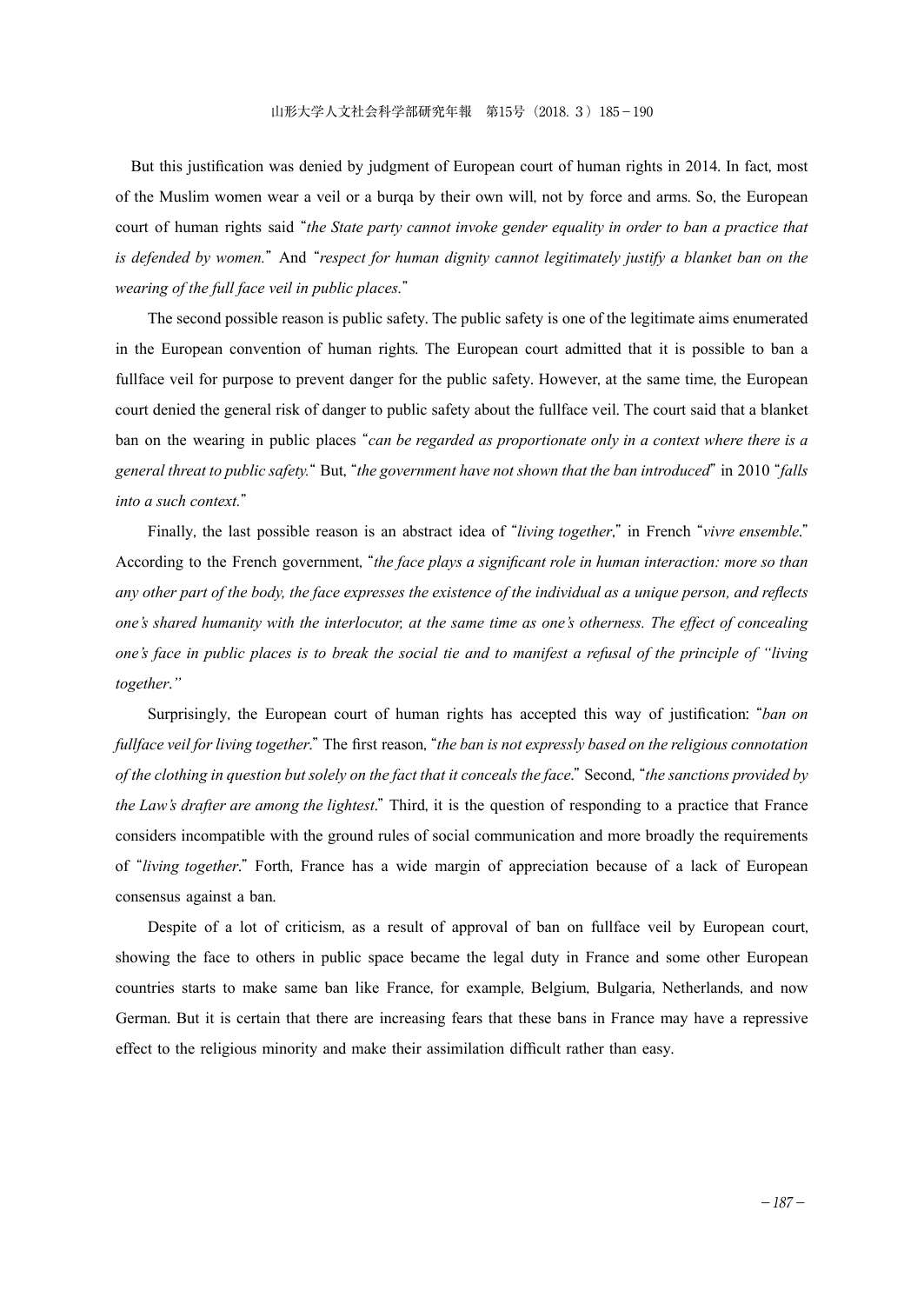But this justification was denied by judgment of European court of human rights in 2014. In fact, most of the Muslim women wear a veil or a burqa by their own will, not by force and arms. So, the European court of human rights said "*the State party cannot invoke gender equality in order to ban a practice that is defended by women.*" And "*respect for human dignity cannot legitimately justify a blanket ban on the wearing of the full face veil in public places.*"

The second possible reason is public safety. The public safety is one of the legitimate aims enumerated in the European convention of human rights. The European court admitted that it is possible to ban a fullface veil for purpose to prevent danger for the public safety. However, at the same time, the European court denied the general risk of danger to public safety about the fullface veil. The court said that a blanket ban on the wearing in public places "*can be regarded as proportionate only in a context where there is a general threat to public safety.*" But, "*the government have not shown that the ban introduced*" in 2010 "*falls into a such context.*"

Finally, the last possible reason is an abstract idea of "*living together*," in French "*vivre ensemble*." According to the French government, "*the face plays a significant role in human interaction: more so than any other part of the body, the face expresses the existence of the individual as a unique person, and reflects one's shared humanity with the interlocutor, at the same time as one's otherness. The effect of concealing one's face in public places is to break the social tie and to manifest a refusal of the principle of "living together."*

Surprisingly, the European court of human rights has accepted this way of justification: "*ban on fullface veil for living together*." The first reason, "*the ban is not expressly based on the religious connotation of the clothing in question but solely on the fact that it conceals the face*." Second, "*the sanctions provided by the Law's drafter are among the lightest*." Third, it is the question of responding to a practice that France considers incompatible with the ground rules of social communication and more broadly the requirements of "*living together*." Forth, France has a wide margin of appreciation because of a lack of European consensus against a ban.

Despite of a lot of criticism, as a result of approval of ban on fullface veil by European court, showing the face to others in public space became the legal duty in France and some other European countries starts to make same ban like France, for example, Belgium, Bulgaria, Netherlands, and now German. But it is certain that there are increasing fears that these bans in France may have a repressive effect to the religious minority and make their assimilation difficult rather than easy.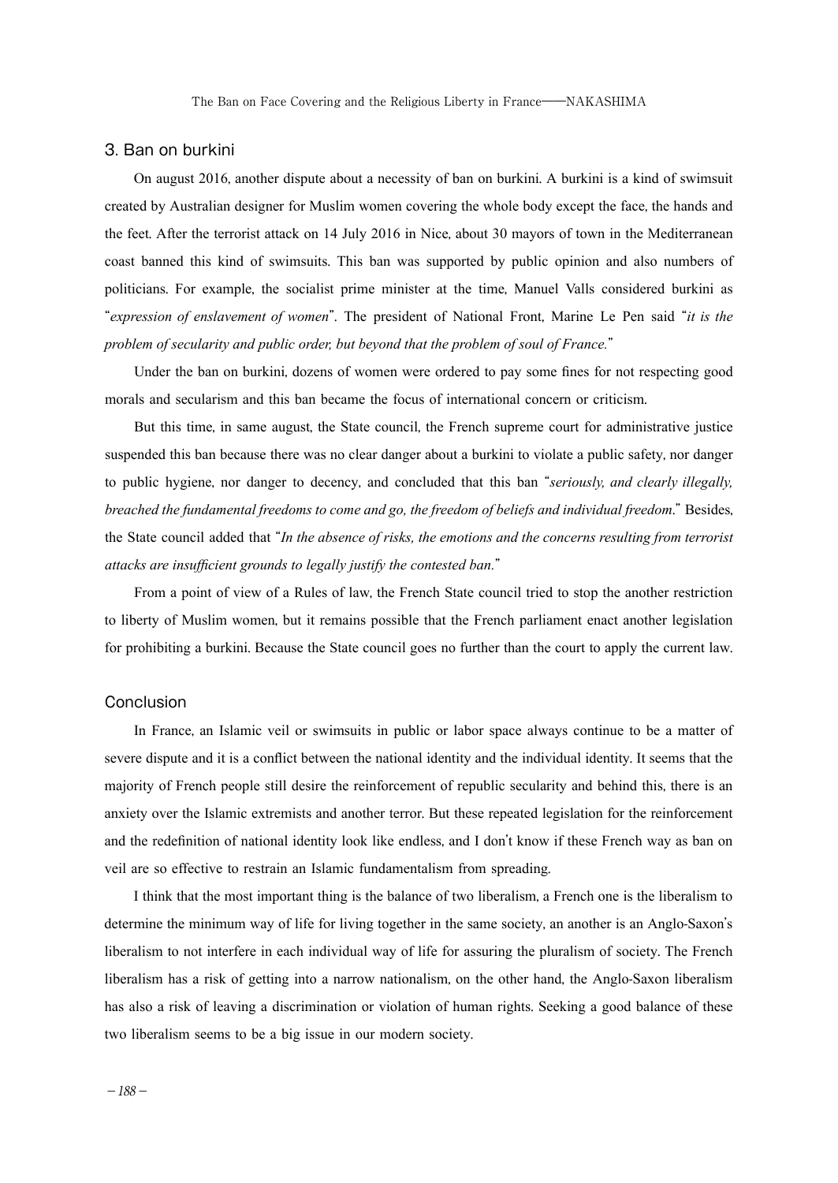## 3. Ban on burkini

On august 2016, another dispute about a necessity of ban on burkini. A burkini is a kind of swimsuit created by Australian designer for Muslim women covering the whole body except the face, the hands and the feet. After the terrorist attack on 14 July 2016 in Nice, about 30 mayors of town in the Mediterranean coast banned this kind of swimsuits. This ban was supported by public opinion and also numbers of politicians. For example, the socialist prime minister at the time, Manuel Valls considered burkini as "*expression of enslavement of women*". The president of National Front, Marine Le Pen said "*it is the problem of secularity and public order, but beyond that the problem of soul of France.*"

Under the ban on burkini, dozens of women were ordered to pay some fines for not respecting good morals and secularism and this ban became the focus of international concern or criticism.

But this time, in same august, the State council, the French supreme court for administrative justice suspended this ban because there was no clear danger about a burkini to violate a public safety, nor danger to public hygiene, nor danger to decency, and concluded that this ban "*seriously, and clearly illegally, breached the fundamental freedoms to come and go, the freedom of beliefs and individual freedom*." Besides, the State council added that "*In the absence of risks, the emotions and the concerns resulting from terrorist attacks are insufficient grounds to legally justify the contested ban.*"

From a point of view of a Rules of law, the French State council tried to stop the another restriction to liberty of Muslim women, but it remains possible that the French parliament enact another legislation for prohibiting a burkini. Because the State council goes no further than the court to apply the current law.

## Conclusion

In France, an Islamic veil or swimsuits in public or labor space always continue to be a matter of severe dispute and it is a conflict between the national identity and the individual identity. It seems that the majority of French people still desire the reinforcement of republic secularity and behind this, there is an anxiety over the Islamic extremists and another terror. But these repeated legislation for the reinforcement and the redefinition of national identity look like endless, and I don't know if these French way as ban on veil are so effective to restrain an Islamic fundamentalism from spreading.

I think that the most important thing is the balance of two liberalism, a French one is the liberalism to determine the minimum way of life for living together in the same society, an another is an Anglo-Saxon's liberalism to not interfere in each individual way of life for assuring the pluralism of society. The French liberalism has a risk of getting into a narrow nationalism, on the other hand, the Anglo-Saxon liberalism has also a risk of leaving a discrimination or violation of human rights. Seeking a good balance of these two liberalism seems to be a big issue in our modern society.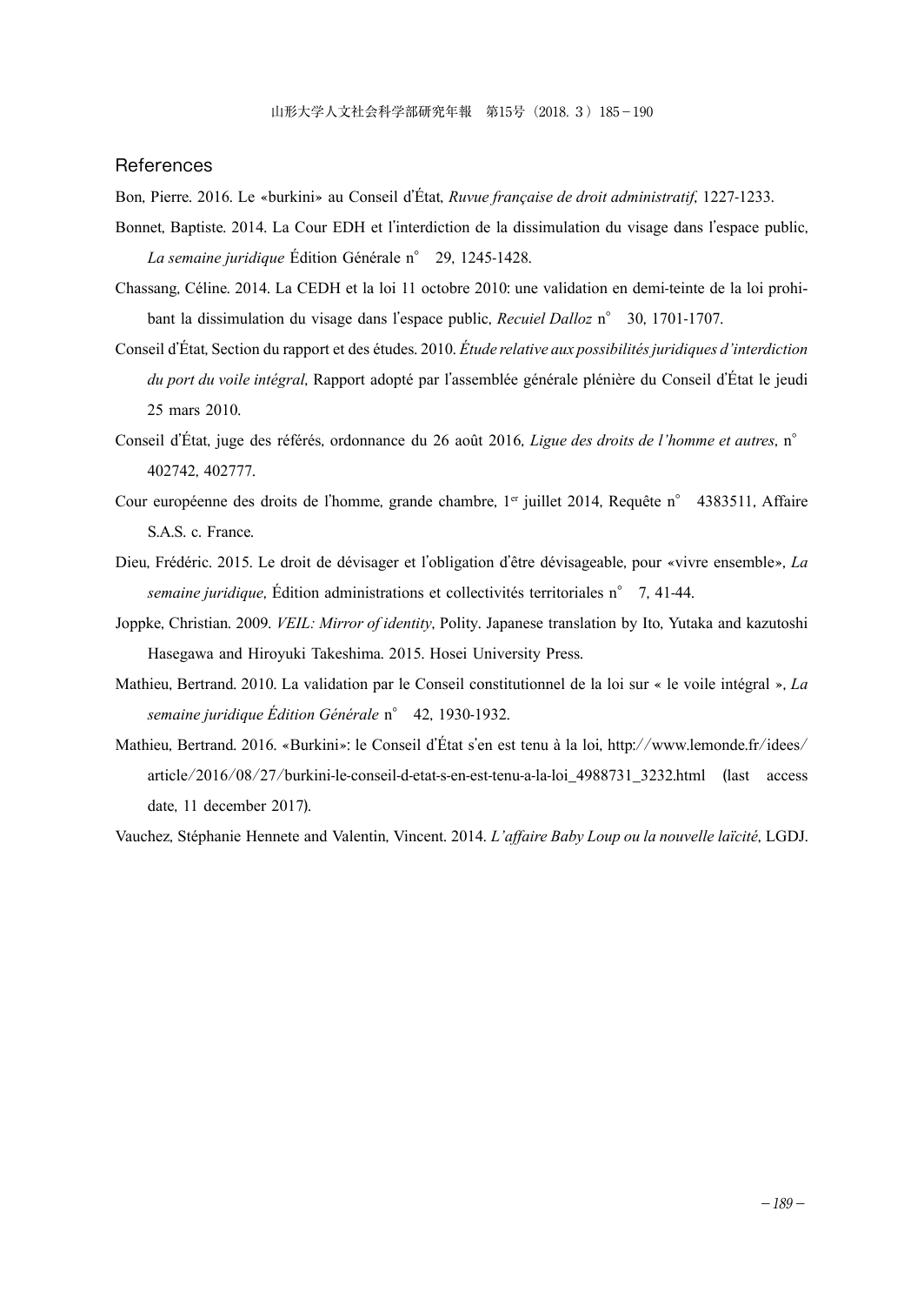## References

Bon, Pierre. 2016. Le «burkini» au Conseil d'État, *Ruvue française de droit administratif*, 1227-1233.

Bonnet, Baptiste. 2014. La Cour EDH et l'interdiction de la dissimulation du visage dans l'espace public, *La semaine juridique* Édition Générale n° 29, 1245-1428.

Chassang, Céline. 2014. La CEDH et la loi 11 octobre 2010: une validation en demi-teinte de la loi prohibant la dissimulation du visage dans l'espace public, *Recuiel Dalloz* n° 30, 1701-1707.

Conseil d'État, Section du rapport et des études. 2010. *Étude relative aux possibilités juridiques d'interdiction du port du voile intégral*, Rapport adopté par l'assemblée générale plénière du Conseil d'État le jeudi 25 mars 2010.

Conseil d'État, juge des référés, ordonnance du 26 août 2016, *Ligue des droits de l'homme et autres*, n° 402742, 402777.

Cour européenne des droits de l'homme, grande chambre, 1er juillet 2014, Requête n° 4383511, Affaire S.A.S. c. France.

Dieu, Frédéric. 2015. Le droit de dévisager et l'obligation d'être dévisageable, pour «vivre ensemble», *La semaine juridique*, Édition administrations et collectivités territoriales n° 7, 41-44.

Joppke, Christian. 2009. *VEIL: Mirror of identity*, Polity. Japanese translation by Ito, Yutaka and kazutoshi Hasegawa and Hiroyuki Takeshima. 2015. Hosei University Press.

Mathieu, Bertrand. 2010. La validation par le Conseil constitutionnel de la loi sur « le voile intégral », *La semaine juridique Édition Générale* n° 42, 1930-1932.

Mathieu, Bertrand. 2016. «Burkini»: le Conseil d'État s'en est tenu à la loi, http://www.lemonde.fr/idees/article/2016/08/27/burkini-le-conseil-d-etat-s-en-est-tenu-a-la-loi_4988731_3232.html (last access date, 11 december 2017).

Vauchez, Stéphanie Hennete and Valentin, Vincent. 2014. *L'affaire Baby Loup ou la nouvelle laïcité*, LGDJ.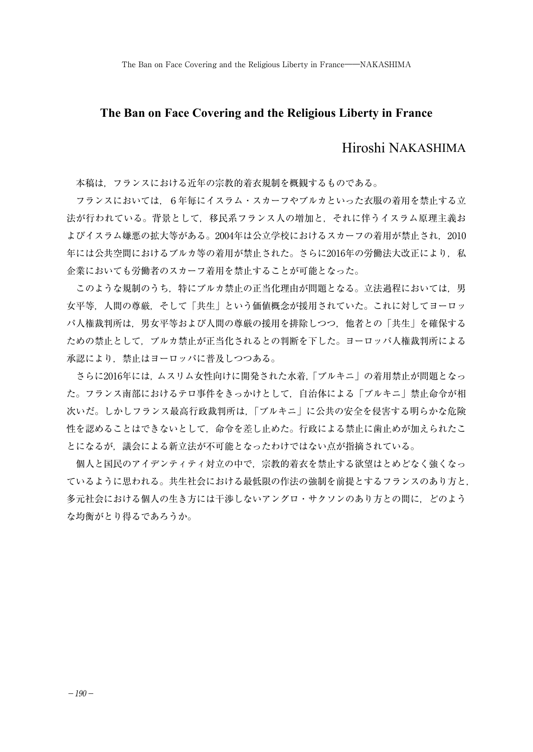# The Ban on Face Covering and the Religious Liberty in France

Hiroshi NAKASHIMA

本稿は，フランスにおける近年の宗教的着衣規制を概観するものである。

フランスにおいては，６年毎にイスラム・スカーフやブルカといった衣服の着用を禁止する立法が行われている。背景として，移民系フランス人の増加と，それに伴うイスラム原理主義およびイスラム嫌悪の拡大等がある。2004年は公立学校におけるスカーフの着用が禁止され，2010年には公共空間におけるブルカ等の着用が禁止された。さらに2016年の労働法大改正により，私企業においても労働者のスカーフ着用を禁止することが可能となった。

このような規制のうち，特にブルカ禁止の正当化理由が問題となる。立法過程においては，男女平等，人間の尊厳，そして「共生」という価値概念が援用されていた。これに対してヨーロッパ人権裁判所は，男女平等および人間の尊厳の援用を排除しつつ，他者との「共生」を確保するための禁止として，ブルカ禁止が正当化されるとの判断を下した。ヨーロッパ人権裁判所による承認により，禁止はヨーロッパに普及しつつある。

さらに2016年には，ムスリム女性向けに開発された水着,「ブルキニ」の着用禁止が問題となった。フランス南部におけるテロ事件をきっかけとして，自治体による「ブルキニ」禁止命令が相次いだ。しかしフランス最高行政裁判所は,「ブルキニ」に公共の安全を侵害する明らかな危険性を認めることはできないとして，命令を差し止めた。行政による禁止に歯止めが加えられたことになるが，議会による新立法が不可能となったわけではない点が指摘されている。

個人と国民のアイデンティティ対立の中で，宗教的着衣を禁止する欲望はとめどなく強くなっているように思われる。共生社会における最低限の作法の強制を前提とするフランスのあり方と，多元社会における個人の生き方には干渉しないアングロ・サクソンのあり方との間に，どのような均衡がとり得るであろうか。